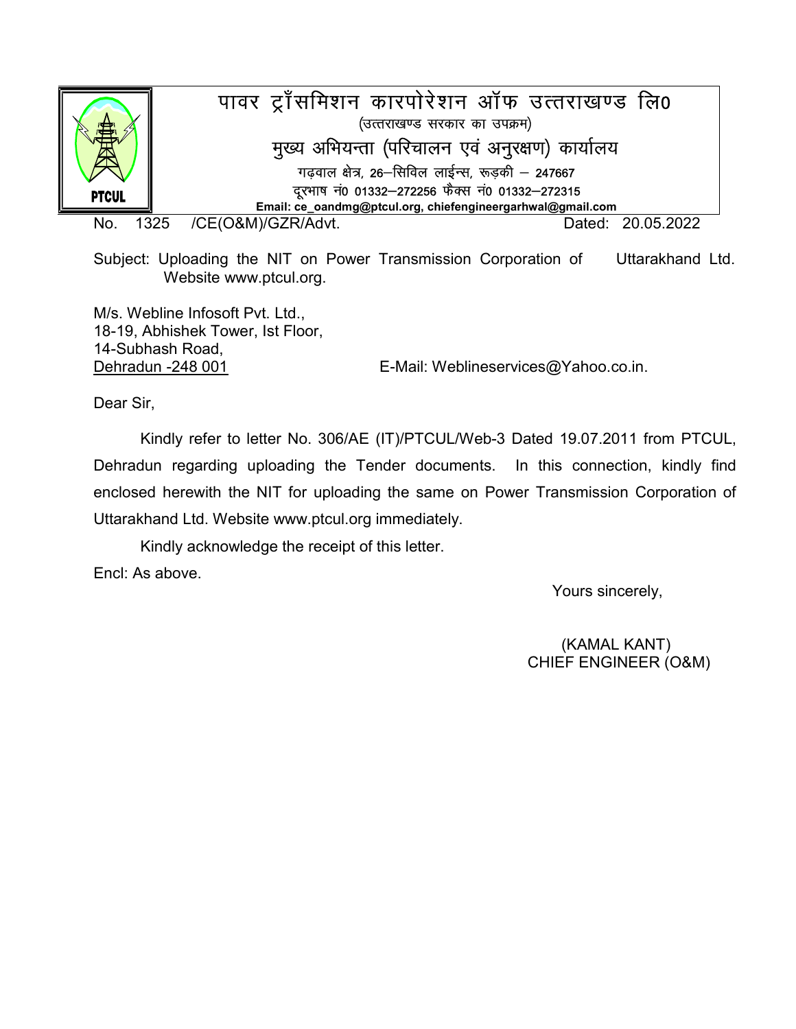# पावर ट्राँसमिशन कारपोरेशन ऑफ उत्तराखण्ड लि0

(उत्तराखण्ड सरकार का उपक्रम)

## मुख्य अभियन्ता (परिचालन एवं अनुरक्षण) कार्यालय

गढ़वाल क्षेत्र, 26–सिविल लाईन्स, रूड़की – 247667

दूरभाष नं0 01332–272256 फैक्स नं0 01332–272315

**Email: ce_oandmg@ptcul.org, chiefengineergarhwal@gmail.com**

No. 1325 /CE(O&M)/GZR/Advt. Dated: 20.05.2022

Subject: Uploading the NIT on Power Transmission Corporation of Uttarakhand Ltd. Website www.ptcul.org.

M/s. Webline Infosoft Pvt. Ltd.,
18-19, Abhishek Tower, Ist Floor,
14-Subhash Road,
Dehradun -248 001

E-Mail: Weblineservices@Yahoo.co.in.

Dear Sir,

Kindly refer to letter No. 306/AE (IT)/PTCUL/Web-3 Dated 19.07.2011 from PTCUL, Dehradun regarding uploading the Tender documents. In this connection, kindly find enclosed herewith the NIT for uploading the same on Power Transmission Corporation of Uttarakhand Ltd. Website www.ptcul.org immediately.

Kindly acknowledge the receipt of this letter.

Encl: As above.

Yours sincerely,

(KAMAL KANT)
CHIEF ENGINEER (O&M)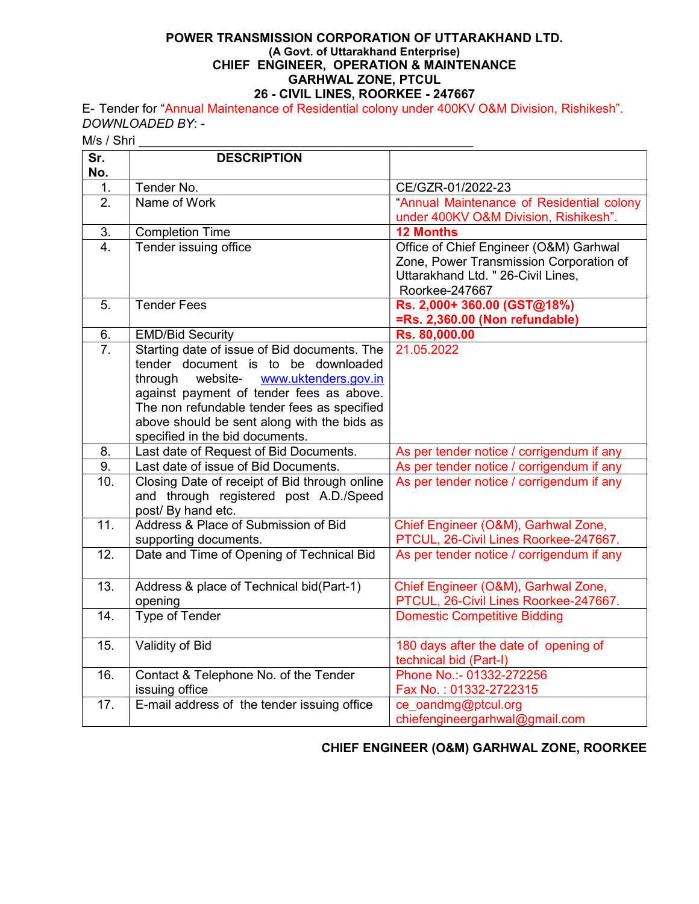**POWER TRANSMISSION CORPORATION OF UTTARAKHAND LTD.**
**(A Govt. of Uttarakhand Enterprise)**
**CHIEF ENGINEER, OPERATION & MAINTENANCE**
**GARHWAL ZONE, PTCUL**
**26 - CIVIL LINES, ROORKEE - 247667**

E- Tender for "Annual Maintenance of Residential colony under 400KV O&M Division, Rishikesh".
*DOWNLOADED BY*: -
M/s / Shri ______________________________________________

| Sr. No. | DESCRIPTION | |
|---|---|---|
| 1. | Tender No. | CE/GZR-01/2022-23 |
| 2. | Name of Work | "Annual Maintenance of Residential colony under 400KV O&M Division, Rishikesh". |
| 3. | Completion Time | **12 Months** |
| 4. | Tender issuing office | Office of Chief Engineer (O&M) Garhwal Zone, Power Transmission Corporation of Uttarakhand Ltd. " 26-Civil Lines, Roorkee-247667 |
| 5. | Tender Fees | **Rs. 2,000+ 360.00 (GST@18%) =Rs. 2,360.00 (Non refundable)** |
| 6. | EMD/Bid Security | **Rs. 80,000.00** |
| 7. | Starting date of issue of Bid documents. The tender document is to be downloaded through website- www.uktenders.gov.in against payment of tender fees as above. The non refundable tender fees as specified above should be sent along with the bids as specified in the bid documents. | 21.05.2022 |
| 8. | Last date of Request of Bid Documents. | As per tender notice / corrigendum if any |
| 9. | Last date of issue of Bid Documents. | As per tender notice / corrigendum if any |
| 10. | Closing Date of receipt of Bid through online and through registered post A.D./Speed post/ By hand etc. | As per tender notice / corrigendum if any |
| 11. | Address & Place of Submission of Bid supporting documents. | Chief Engineer (O&M), Garhwal Zone, PTCUL, 26-Civil Lines Roorkee-247667. |
| 12. | Date and Time of Opening of Technical Bid | As per tender notice / corrigendum if any |
| 13. | Address & place of Technical bid(Part-1) opening | Chief Engineer (O&M), Garhwal Zone, PTCUL, 26-Civil Lines Roorkee-247667. |
| 14. | Type of Tender | Domestic Competitive Bidding |
| 15. | Validity of Bid | 180 days after the date of opening of technical bid (Part-I) |
| 16. | Contact & Telephone No. of the Tender issuing office | Phone No.:- 01332-272256<br>Fax No. : 01332-2722315 |
| 17. | E-mail address of the tender issuing office | ce_oandmg@ptcul.org<br>chiefengineergarhwal@gmail.com |

**CHIEF ENGINEER (O&M) GARHWAL ZONE, ROORKEE**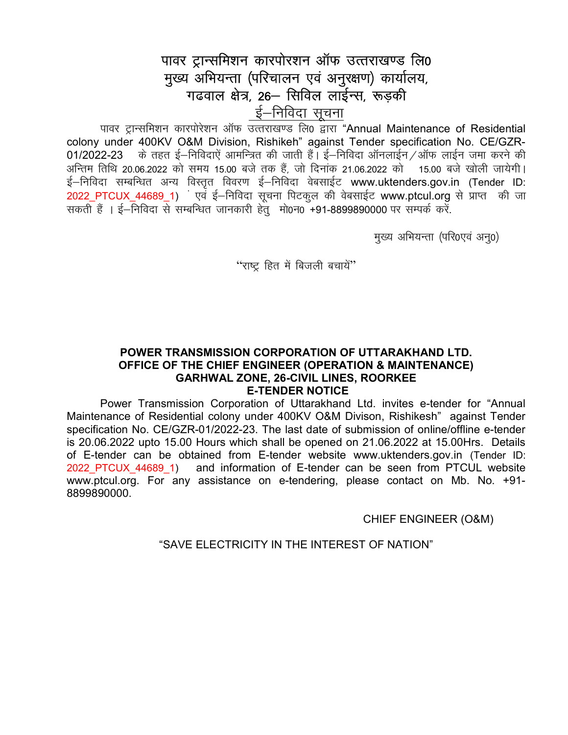# पावर ट्रान्समिशन कारपोरशन ऑफ उत्तराखण्ड लि0
## मुख्य अभियन्ता (परिचालन एवं अनुरक्षण) कार्यालय,
## गढवाल क्षेत्र, 26– सिविल लाईन्स, रूड़की
### ई–निविदा सूचना

पावर ट्रान्समिशन कारपोरेशन ऑफ उत्तराखण्ड लि0 द्वारा "Annual Maintenance of Residential colony under 400KV O&M Division, Rishikeh" against Tender specification No. CE/GZR-01/2022-23 के तहत ई–निविदाऐं आमन्त्रित की जाती हैं। ई–निविदा ऑनलाईन/ऑफ लाईन जमा करने की अन्तिम तिथि 20.06.2022 को समय 15.00 बजे तक हैं, जो दिनांक 21.06.2022 को 15.00 बजे खोली जायेगी। ई–निविदा सम्बन्धित अन्य विस्तृत विवरण ई–निविदा वेबसाईट www.uktenders.gov.in (Tender ID: 2022_PTCUX_44689_1) एवं ई–निविदा सूचना पिटकुल की वेबसाईट www.ptcul.org से प्राप्त की जा सकती हैं । ई–निविदा से सम्बन्धित जानकारी हेतु मो0न0 +91-8899890000 पर सम्पर्क करें.

मुख्य अभियन्ता (परि0एवं अनु0)

"राष्ट्र हित में बिजली बचायें"

# POWER TRANSMISSION CORPORATION OF UTTARAKHAND LTD.
## OFFICE OF THE CHIEF ENGINEER (OPERATION & MAINTENANCE)
## GARHWAL ZONE, 26-CIVIL LINES, ROORKEE
### E-TENDER NOTICE

Power Transmission Corporation of Uttarakhand Ltd. invites e-tender for "Annual Maintenance of Residential colony under 400KV O&M Divison, Rishikesh" against Tender specification No. CE/GZR-01/2022-23. The last date of submission of online/offline e-tender is 20.06.2022 upto 15.00 Hours which shall be opened on 21.06.2022 at 15.00Hrs. Details of E-tender can be obtained from E-tender website www.uktenders.gov.in (Tender ID: 2022_PTCUX_44689_1) and information of E-tender can be seen from PTCUL website www.ptcul.org. For any assistance on e-tendering, please contact on Mb. No. +91-8899890000.

CHIEF ENGINEER (O&M)

"SAVE ELECTRICITY IN THE INTEREST OF NATION"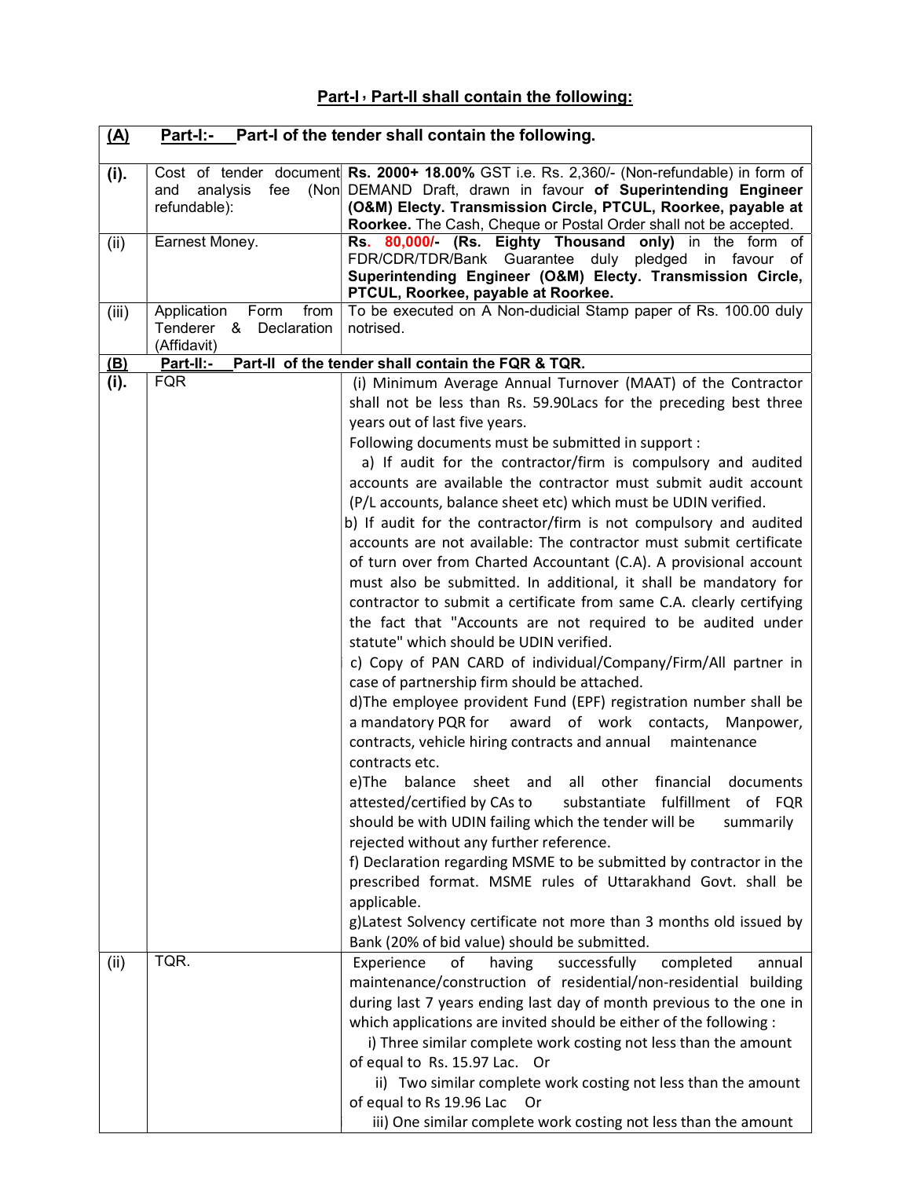## Part-I , Part-II shall contain the following:

| **(A)** | **Part-I:- Part-I of the tender shall contain the following.** | |
|---|---|---|
| **(i).** | Cost of tender document and analysis fee (Non refundable): | **Rs. 2000+ 18.00%** GST i.e. Rs. 2,360/- (Non-refundable) in form of DEMAND Draft, drawn in favour **of Superintending Engineer (O&M) Electy. Transmission Circle, PTCUL, Roorkee, payable at Roorkee.** The Cash, Cheque or Postal Order shall not be accepted. |
| (ii) | Earnest Money. | **Rs. 80,000/- (Rs. Eighty Thousand only)** in the form of FDR/CDR/TDR/Bank Guarantee duly pledged in favour of **Superintending Engineer (O&M) Electy. Transmission Circle, PTCUL, Roorkee, payable at Roorkee.** |
| (iii) | Application Form from Tenderer & Declaration (Affidavit) | To be executed on A Non-dudicial Stamp paper of Rs. 100.00 duly notrised. |
| **(B)** | **Part-II:- Part-II of the tender shall contain the FQR & TQR.** | |
| **(i).** | FQR | (i) Minimum Average Annual Turnover (MAAT) of the Contractor shall not be less than Rs. 59.90Lacs for the preceding best three years out of last five years.<br>Following documents must be submitted in support :<br>a) If audit for the contractor/firm is compulsory and audited accounts are available the contractor must submit audit account (P/L accounts, balance sheet etc) which must be UDIN verified.<br>b) If audit for the contractor/firm is not compulsory and audited accounts are not available: The contractor must submit certificate of turn over from Charted Accountant (C.A). A provisional account must also be submitted. In additional, it shall be mandatory for contractor to submit a certificate from same C.A. clearly certifying the fact that "Accounts are not required to be audited under statute" which should be UDIN verified.<br>c) Copy of PAN CARD of individual/Company/Firm/All partner in case of partnership firm should be attached.<br>d)The employee provident Fund (EPF) registration number shall be a mandatory PQR for award of work contacts, Manpower, contracts, vehicle hiring contracts and annual maintenance contracts etc.<br>e)The balance sheet and all other financial documents attested/certified by CAs to substantiate fulfillment of FQR should be with UDIN failing which the tender will be summarily rejected without any further reference.<br>f) Declaration regarding MSME to be submitted by contractor in the prescribed format. MSME rules of Uttarakhand Govt. shall be applicable.<br>g)Latest Solvency certificate not more than 3 months old issued by Bank (20% of bid value) should be submitted. |
| (ii) | TQR. | Experience of having successfully completed annual maintenance/construction of residential/non-residential building during last 7 years ending last day of month previous to the one in which applications are invited should be either of the following :<br>i) Three similar complete work costing not less than the amount of equal to Rs. 15.97 Lac. Or<br>ii) Two similar complete work costing not less than the amount of equal to Rs 19.96 Lac Or<br>iii) One similar complete work costing not less than the amount |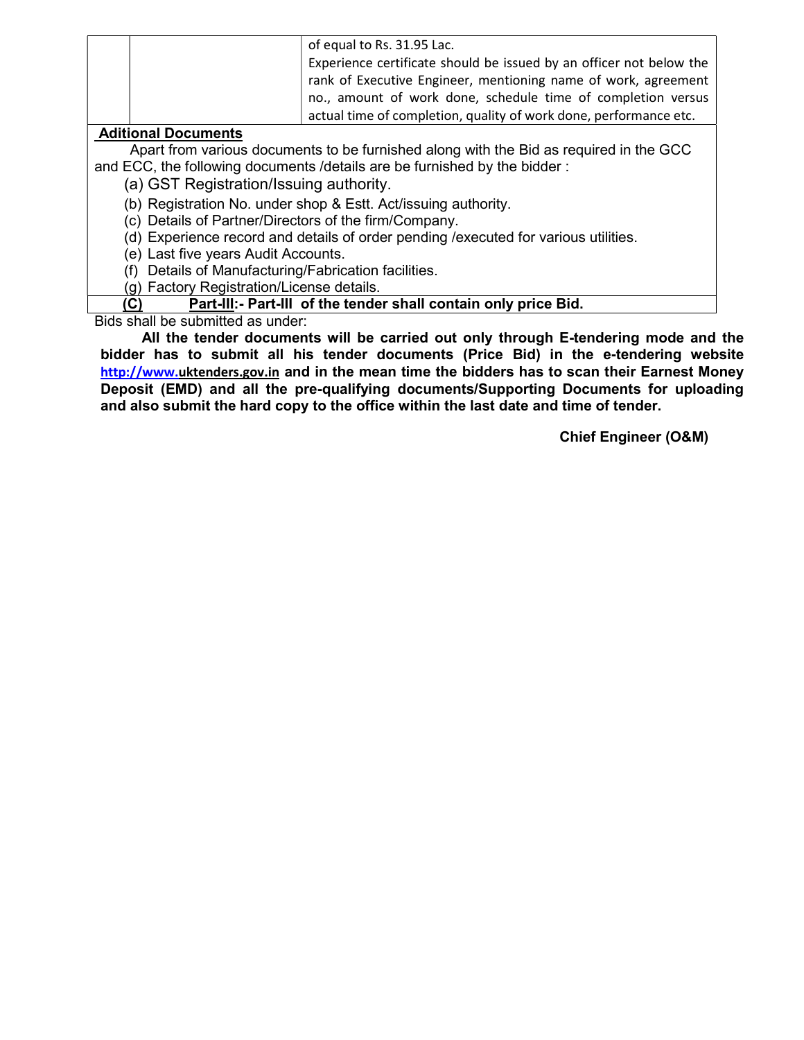| | | of equal to Rs. 31.95 Lac.<br>Experience certificate should be issued by an officer not below the rank of Executive Engineer, mentioning name of work, agreement no., amount of work done, schedule time of completion versus actual time of completion, quality of work done, performance etc. |
|---|---|---|

**Aditional Documents**

Apart from various documents to be furnished along with the Bid as required in the GCC and ECC, the following documents /details are be furnished by the bidder :

(a) GST Registration/Issuing authority.
(b) Registration No. under shop & Estt. Act/issuing authority.
(c) Details of Partner/Directors of the firm/Company.
(d) Experience record and details of order pending /executed for various utilities.
(e) Last five years Audit Accounts.
(f) Details of Manufacturing/Fabrication facilities.
(g) Factory Registration/License details.

**(C) Part-III:- Part-III of the tender shall contain only price Bid.**

Bids shall be submitted as under:

**All the tender documents will be carried out only through E-tendering mode and the bidder has to submit all his tender documents (Price Bid) in the e-tendering website http://www.uktenders.gov.in and in the mean time the bidders has to scan their Earnest Money Deposit (EMD) and all the pre-qualifying documents/Supporting Documents for uploading and also submit the hard copy to the office within the last date and time of tender.**

**Chief Engineer (O&M)**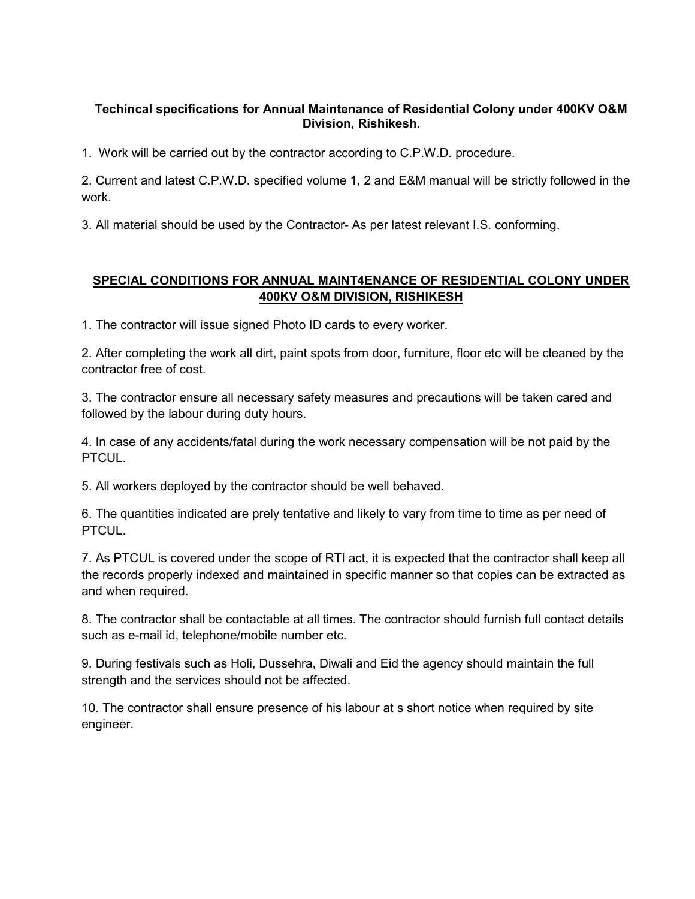**Techincal specifications for Annual Maintenance of Residential Colony under 400KV O&M Division, Rishikesh.**

1. Work will be carried out by the contractor according to C.P.W.D. procedure.

2. Current and latest C.P.W.D. specified volume 1, 2 and E&M manual will be strictly followed in the work.

3. All material should be used by the Contractor- As per latest relevant I.S. conforming.

**<u>SPECIAL CONDITIONS FOR ANNUAL MAINT4ENANCE OF RESIDENTIAL COLONY UNDER 400KV O&M DIVISION, RISHIKESH</u>**

1. The contractor will issue signed Photo ID cards to every worker.

2. After completing the work all dirt, paint spots from door, furniture, floor etc will be cleaned by the contractor free of cost.

3. The contractor ensure all necessary safety measures and precautions will be taken cared and followed by the labour during duty hours.

4. In case of any accidents/fatal during the work necessary compensation will be not paid by the PTCUL.

5. All workers deployed by the contractor should be well behaved.

6. The quantities indicated are prely tentative and likely to vary from time to time as per need of PTCUL.

7. As PTCUL is covered under the scope of RTI act, it is expected that the contractor shall keep all the records properly indexed and maintained in specific manner so that copies can be extracted as and when required.

8. The contractor shall be contactable at all times. The contractor should furnish full contact details such as e-mail id, telephone/mobile number etc.

9. During festivals such as Holi, Dussehra, Diwali and Eid the agency should maintain the full strength and the services should not be affected.

10. The contractor shall ensure presence of his labour at s short notice when required by site engineer.